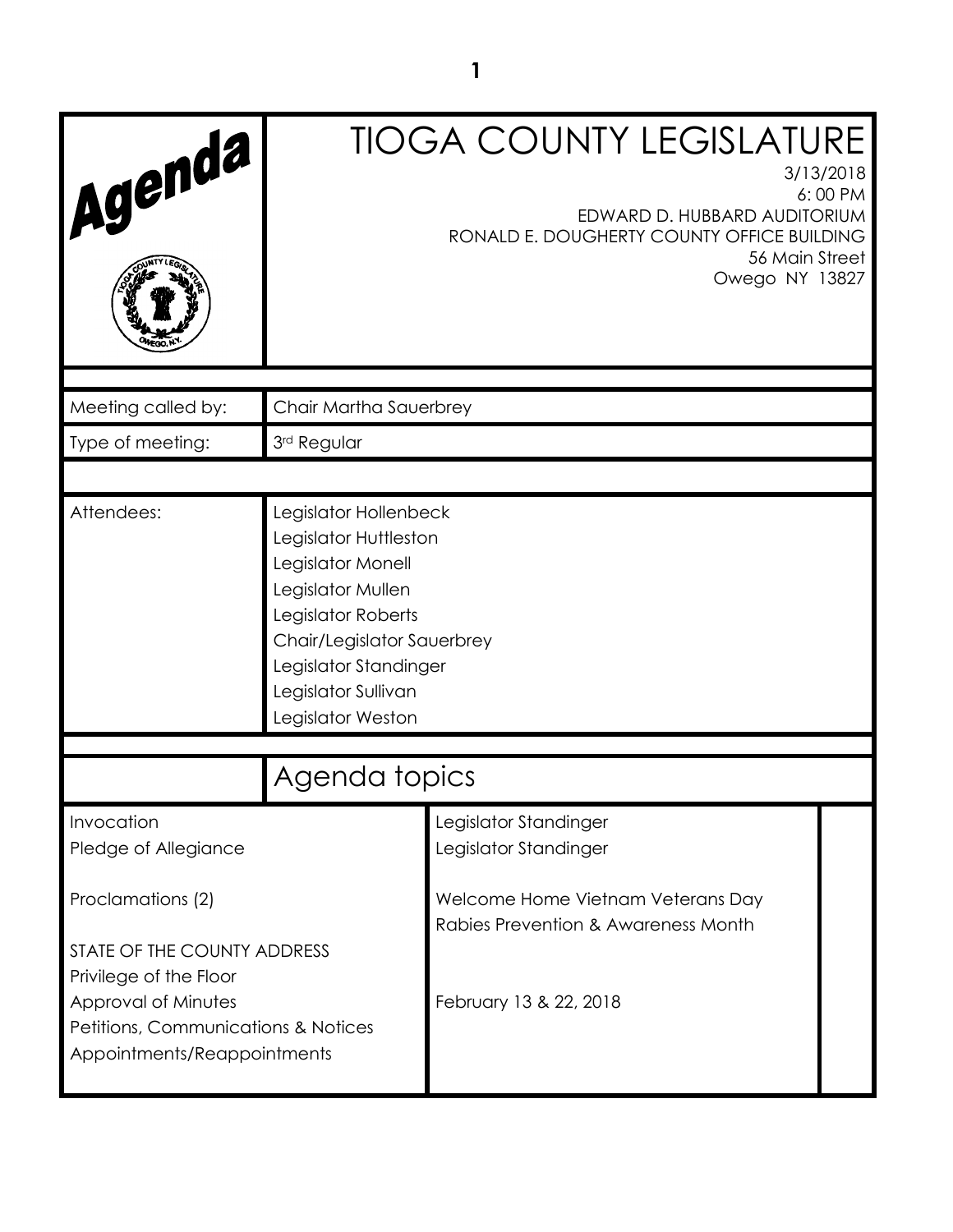# Agenda

# TIOGA COUNTY LEGISLATURE

3/13/2018
6:00 PM
EDWARD D. HUBBARD AUDITORIUM
RONALD E. DOUGHERTY COUNTY OFFICE BUILDING
56 Main Street
Owego NY 13827

| | |
|---|---|
| Meeting called by: | Chair Martha Sauerbrey |
| Type of meeting: | 3rd Regular |
| Attendees: | Legislator Hollenbeck<br>Legislator Huttleston<br>Legislator Monell<br>Legislator Mullen<br>Legislator Roberts<br>Chair/Legislator Sauerbrey<br>Legislator Standinger<br>Legislator Sullivan<br>Legislator Weston |

## Agenda topics

| | |
|---|---|
| Invocation | Legislator Standinger |
| Pledge of Allegiance | Legislator Standinger |
| Proclamations (2) | Welcome Home Vietnam Veterans Day<br>Rabies Prevention & Awareness Month |
| STATE OF THE COUNTY ADDRESS | |
| Privilege of the Floor | |
| Approval of Minutes | February 13 & 22, 2018 |
| Petitions, Communications & Notices | |
| Appointments/Reappointments | |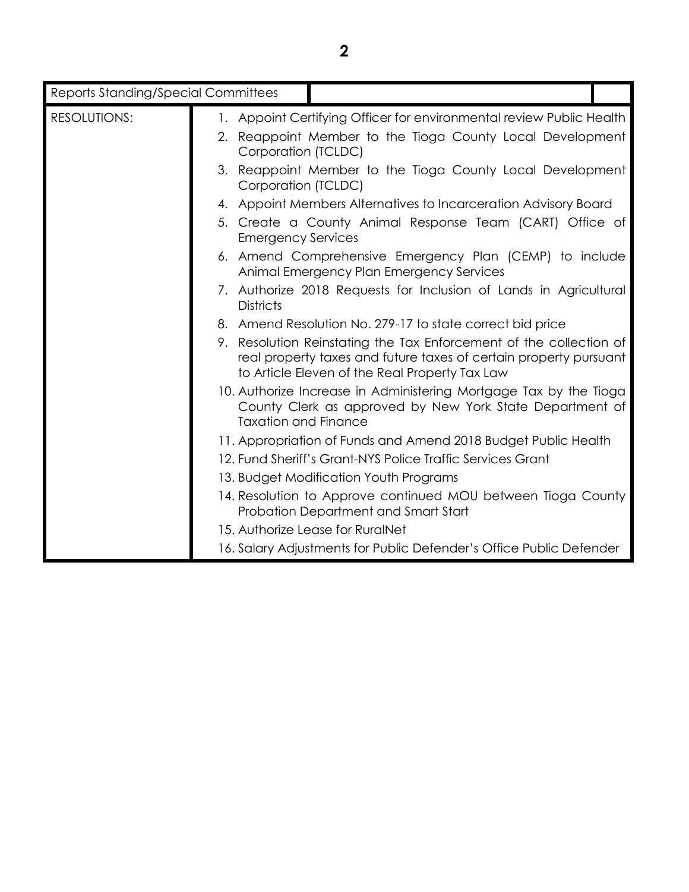| Reports Standing/Special Committees | | |
|---|---|---|
| RESOLUTIONS: | 1. Appoint Certifying Officer for environmental review Public Health<br>2. Reappoint Member to the Tioga County Local Development Corporation (TCLDC)<br>3. Reappoint Member to the Tioga County Local Development Corporation (TCLDC)<br>4. Appoint Members Alternatives to Incarceration Advisory Board<br>5. Create a County Animal Response Team (CART) Office of Emergency Services<br>6. Amend Comprehensive Emergency Plan (CEMP) to include Animal Emergency Plan Emergency Services<br>7. Authorize 2018 Requests for Inclusion of Lands in Agricultural Districts<br>8. Amend Resolution No. 279-17 to state correct bid price<br>9. Resolution Reinstating the Tax Enforcement of the collection of real property taxes and future taxes of certain property pursuant to Article Eleven of the Real Property Tax Law<br>10. Authorize Increase in Administering Mortgage Tax by the Tioga County Clerk as approved by New York State Department of Taxation and Finance<br>11. Appropriation of Funds and Amend 2018 Budget Public Health<br>12. Fund Sheriff's Grant-NYS Police Traffic Services Grant<br>13. Budget Modification Youth Programs<br>14. Resolution to Approve continued MOU between Tioga County Probation Department and Smart Start<br>15. Authorize Lease for RuralNet<br>16. Salary Adjustments for Public Defender's Office Public Defender | |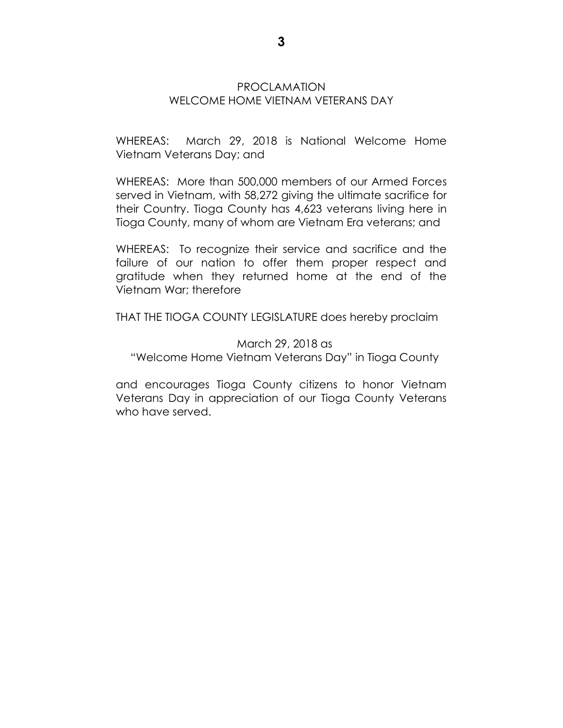# PROCLAMATION
## WELCOME HOME VIETNAM VETERANS DAY

WHEREAS: March 29, 2018 is National Welcome Home Vietnam Veterans Day; and

WHEREAS: More than 500,000 members of our Armed Forces served in Vietnam, with 58,272 giving the ultimate sacrifice for their Country. Tioga County has 4,623 veterans living here in Tioga County, many of whom are Vietnam Era veterans; and

WHEREAS: To recognize their service and sacrifice and the failure of our nation to offer them proper respect and gratitude when they returned home at the end of the Vietnam War; therefore

THAT THE TIOGA COUNTY LEGISLATURE does hereby proclaim

March 29, 2018 as
"Welcome Home Vietnam Veterans Day" in Tioga County

and encourages Tioga County citizens to honor Vietnam Veterans Day in appreciation of our Tioga County Veterans who have served.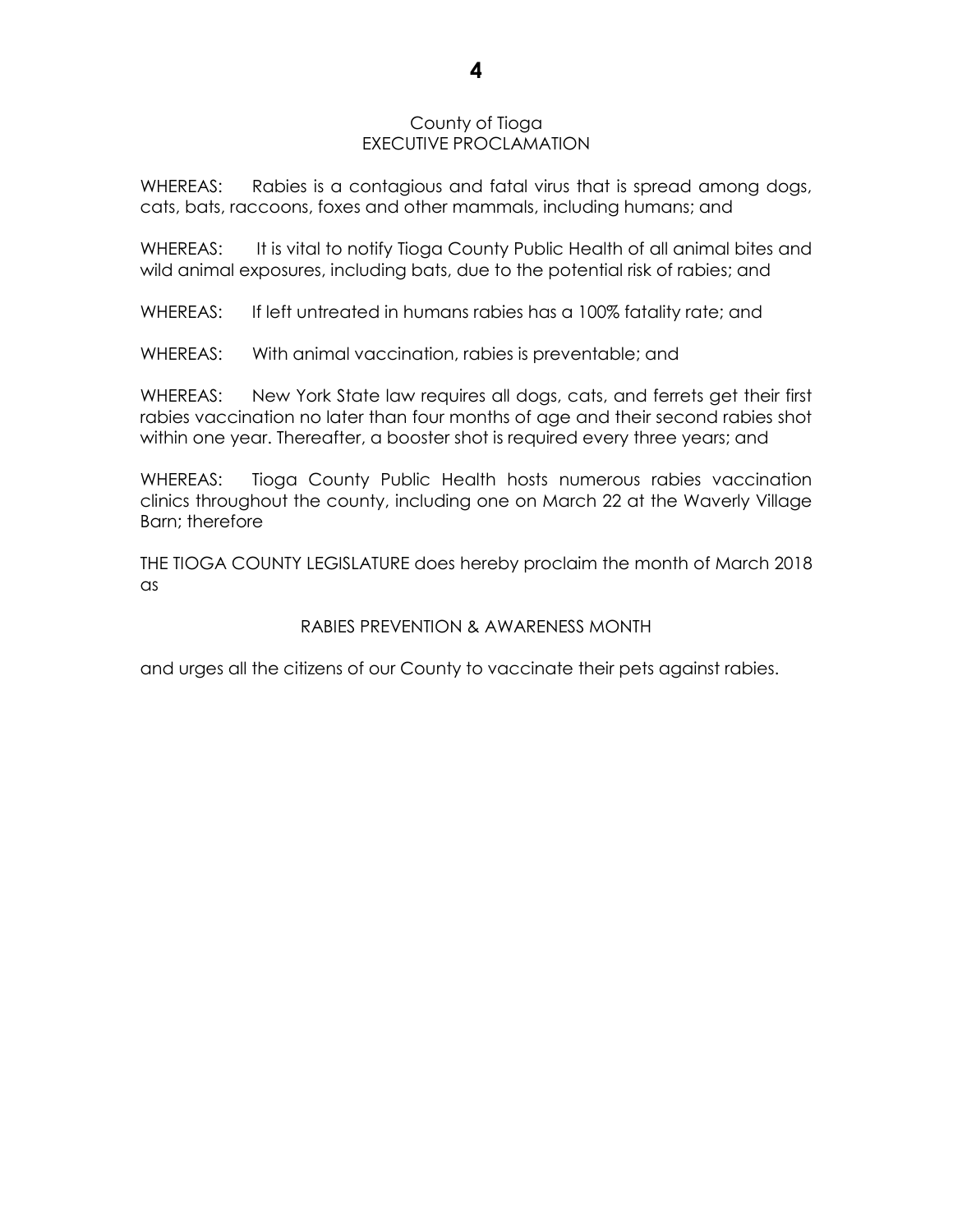# County of Tioga
## EXECUTIVE PROCLAMATION

WHEREAS: Rabies is a contagious and fatal virus that is spread among dogs, cats, bats, raccoons, foxes and other mammals, including humans; and

WHEREAS: It is vital to notify Tioga County Public Health of all animal bites and wild animal exposures, including bats, due to the potential risk of rabies; and

WHEREAS: If left untreated in humans rabies has a 100% fatality rate; and

WHEREAS: With animal vaccination, rabies is preventable; and

WHEREAS: New York State law requires all dogs, cats, and ferrets get their first rabies vaccination no later than four months of age and their second rabies shot within one year. Thereafter, a booster shot is required every three years; and

WHEREAS: Tioga County Public Health hosts numerous rabies vaccination clinics throughout the county, including one on March 22 at the Waverly Village Barn; therefore

THE TIOGA COUNTY LEGISLATURE does hereby proclaim the month of March 2018 as

RABIES PREVENTION & AWARENESS MONTH

and urges all the citizens of our County to vaccinate their pets against rabies.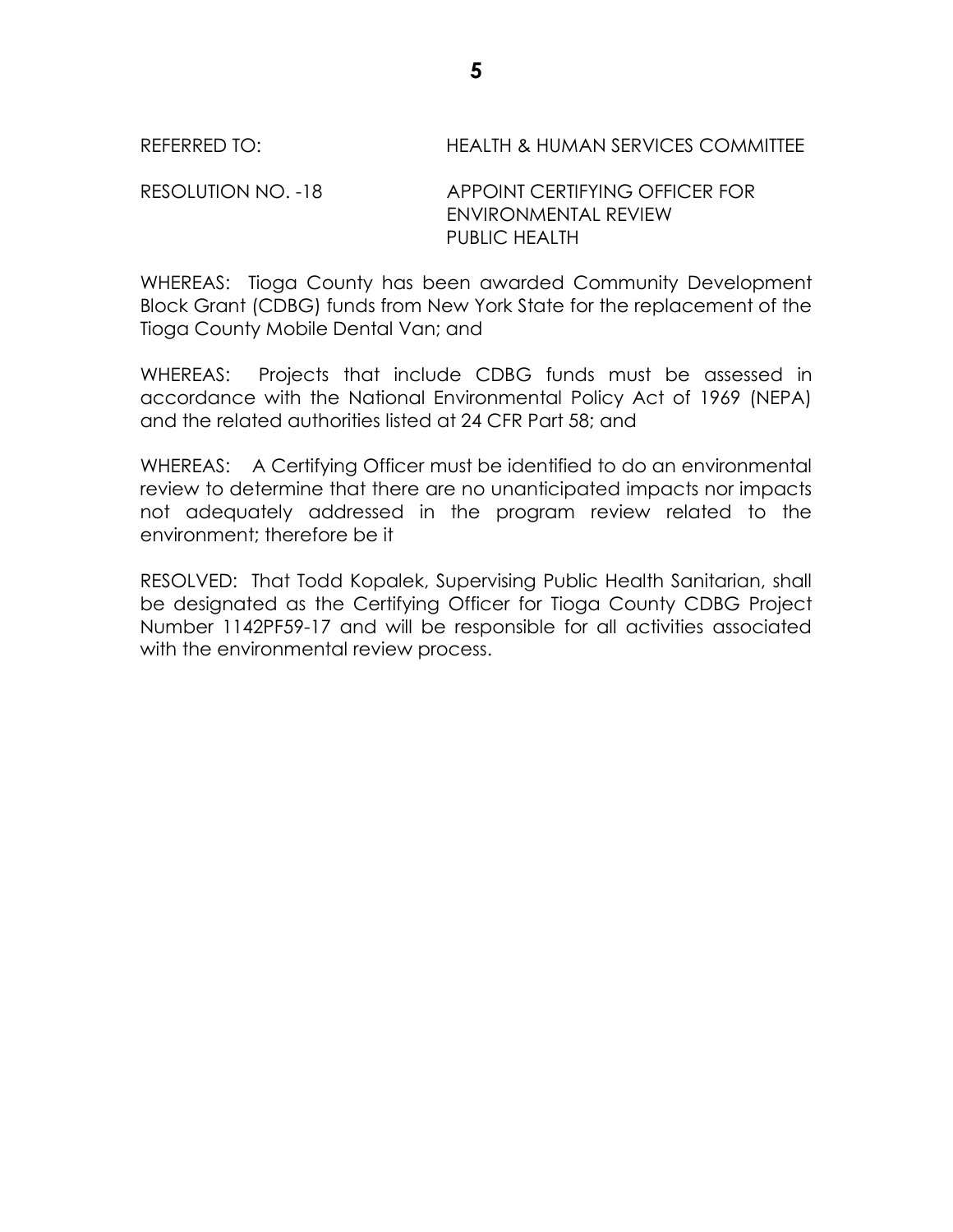REFERRED TO: HEALTH & HUMAN SERVICES COMMITTEE

RESOLUTION NO. -18 APPOINT CERTIFYING OFFICER FOR ENVIRONMENTAL REVIEW PUBLIC HEALTH

WHEREAS: Tioga County has been awarded Community Development Block Grant (CDBG) funds from New York State for the replacement of the Tioga County Mobile Dental Van; and

WHEREAS: Projects that include CDBG funds must be assessed in accordance with the National Environmental Policy Act of 1969 (NEPA) and the related authorities listed at 24 CFR Part 58; and

WHEREAS: A Certifying Officer must be identified to do an environmental review to determine that there are no unanticipated impacts nor impacts not adequately addressed in the program review related to the environment; therefore be it

RESOLVED: That Todd Kopalek, Supervising Public Health Sanitarian, shall be designated as the Certifying Officer for Tioga County CDBG Project Number 1142PF59-17 and will be responsible for all activities associated with the environmental review process.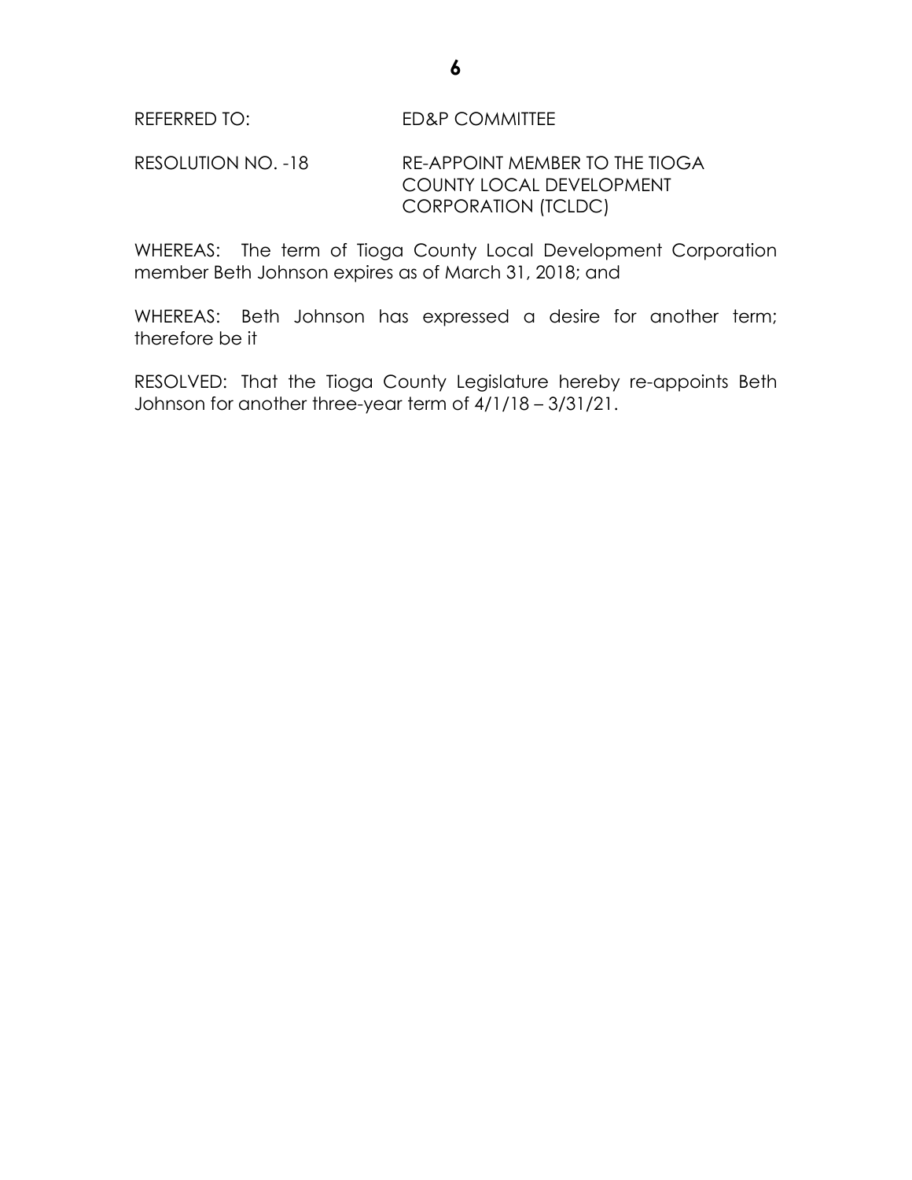REFERRED TO: ED&P COMMITTEE

RESOLUTION NO. -18 RE-APPOINT MEMBER TO THE TIOGA COUNTY LOCAL DEVELOPMENT CORPORATION (TCLDC)

WHEREAS: The term of Tioga County Local Development Corporation member Beth Johnson expires as of March 31, 2018; and

WHEREAS: Beth Johnson has expressed a desire for another term; therefore be it

RESOLVED: That the Tioga County Legislature hereby re-appoints Beth Johnson for another three-year term of 4/1/18 – 3/31/21.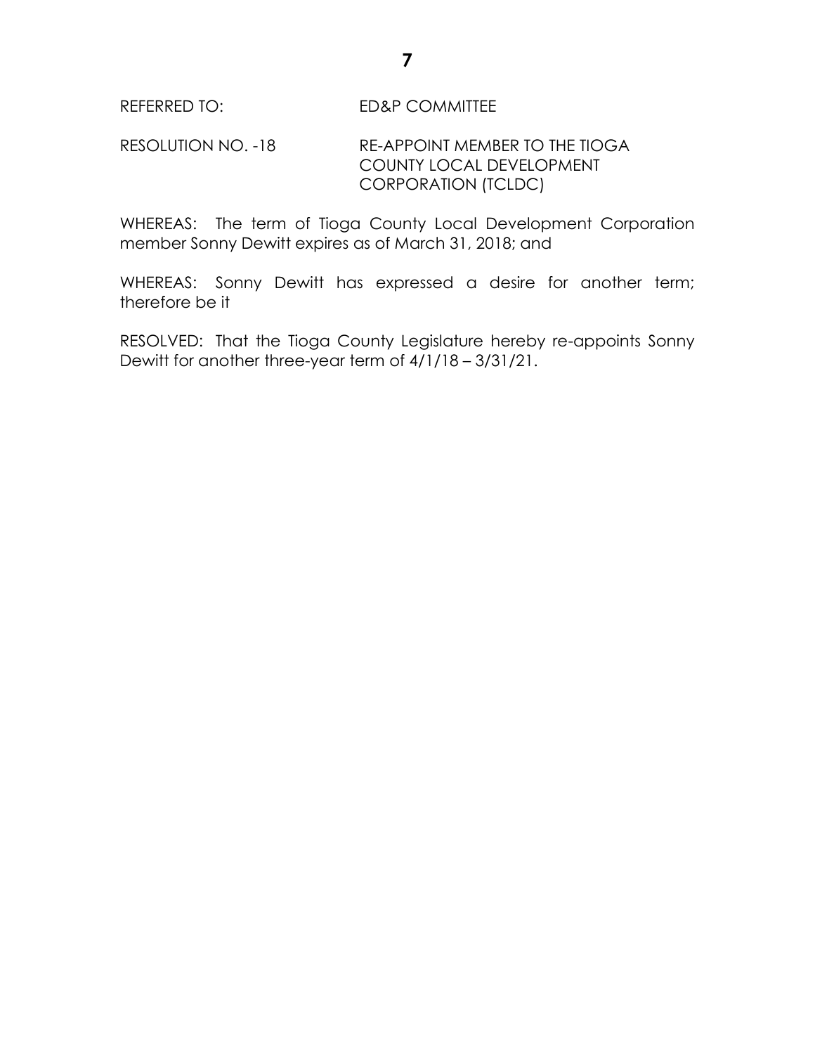REFERRED TO: ED&P COMMITTEE

RESOLUTION NO. -18 RE-APPOINT MEMBER TO THE TIOGA COUNTY LOCAL DEVELOPMENT CORPORATION (TCLDC)

WHEREAS: The term of Tioga County Local Development Corporation member Sonny Dewitt expires as of March 31, 2018; and

WHEREAS: Sonny Dewitt has expressed a desire for another term; therefore be it

RESOLVED: That the Tioga County Legislature hereby re-appoints Sonny Dewitt for another three-year term of 4/1/18 – 3/31/21.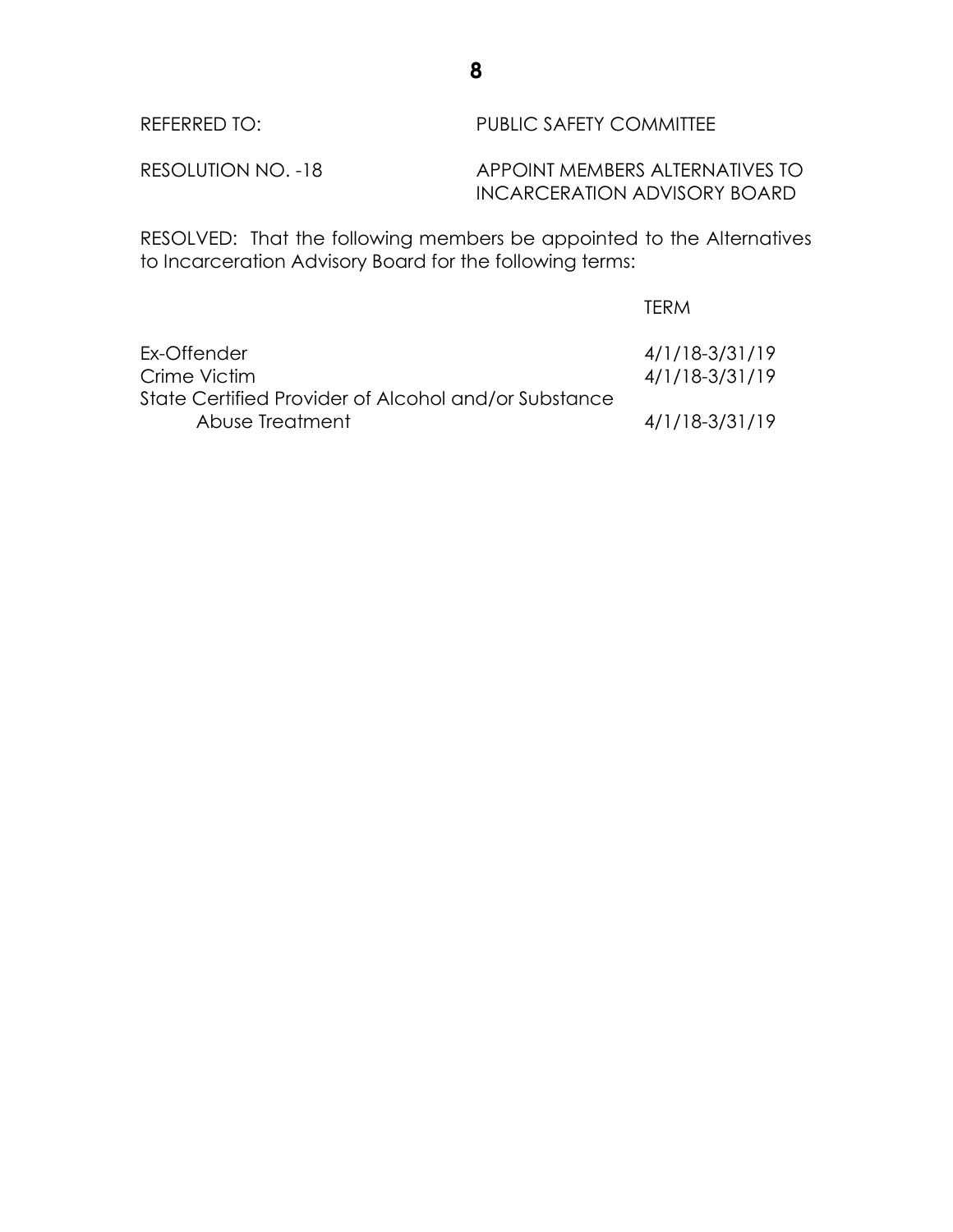REFERRED TO: PUBLIC SAFETY COMMITTEE

RESOLUTION NO. -18 APPOINT MEMBERS ALTERNATIVES TO INCARCERATION ADVISORY BOARD

RESOLVED: That the following members be appointed to the Alternatives to Incarceration Advisory Board for the following terms:

| | TERM |
|---|---|
| Ex-Offender | 4/1/18-3/31/19 |
| Crime Victim | 4/1/18-3/31/19 |
| State Certified Provider of Alcohol and/or Substance Abuse Treatment | 4/1/18-3/31/19 |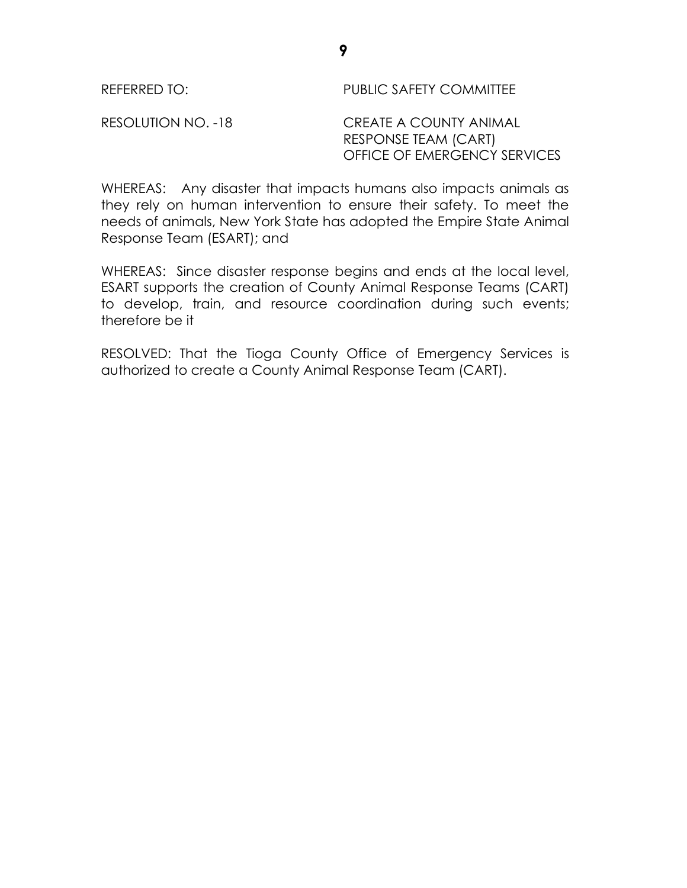REFERRED TO: PUBLIC SAFETY COMMITTEE

RESOLUTION NO. -18 CREATE A COUNTY ANIMAL RESPONSE TEAM (CART) OFFICE OF EMERGENCY SERVICES

WHEREAS: Any disaster that impacts humans also impacts animals as they rely on human intervention to ensure their safety. To meet the needs of animals, New York State has adopted the Empire State Animal Response Team (ESART); and

WHEREAS: Since disaster response begins and ends at the local level, ESART supports the creation of County Animal Response Teams (CART) to develop, train, and resource coordination during such events; therefore be it

RESOLVED: That the Tioga County Office of Emergency Services is authorized to create a County Animal Response Team (CART).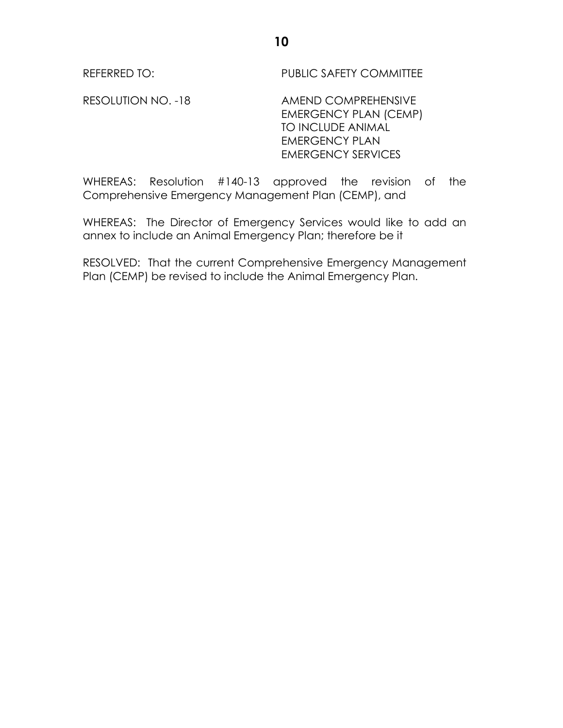REFERRED TO: PUBLIC SAFETY COMMITTEE

RESOLUTION NO. -18 AMEND COMPREHENSIVE EMERGENCY PLAN (CEMP) TO INCLUDE ANIMAL EMERGENCY PLAN EMERGENCY SERVICES

WHEREAS: Resolution #140-13 approved the revision of the Comprehensive Emergency Management Plan (CEMP), and

WHEREAS: The Director of Emergency Services would like to add an annex to include an Animal Emergency Plan; therefore be it

RESOLVED: That the current Comprehensive Emergency Management Plan (CEMP) be revised to include the Animal Emergency Plan.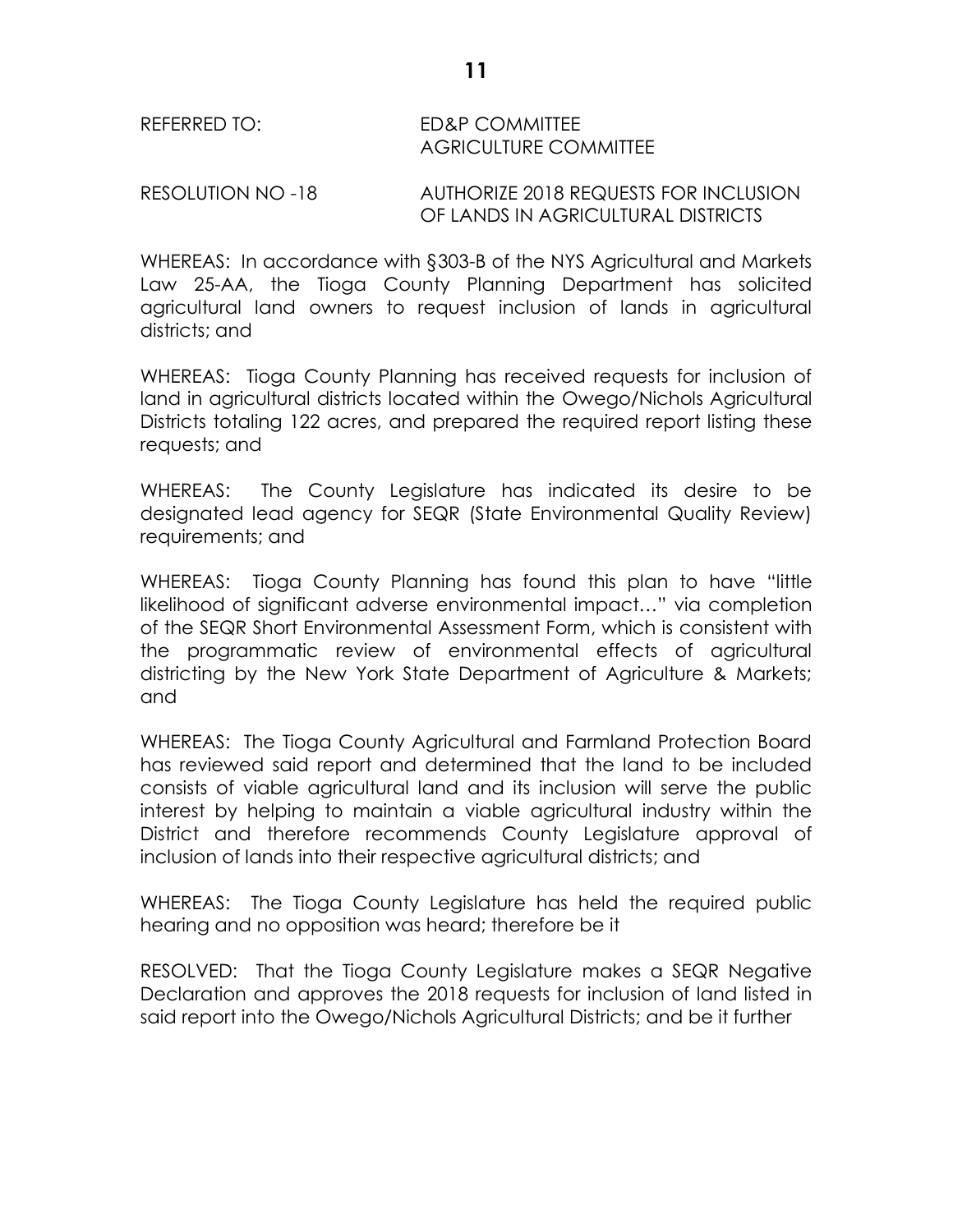REFERRED TO: ED&P COMMITTEE
AGRICULTURE COMMITTEE

RESOLUTION NO -18 AUTHORIZE 2018 REQUESTS FOR INCLUSION OF LANDS IN AGRICULTURAL DISTRICTS

WHEREAS: In accordance with §303-B of the NYS Agricultural and Markets Law 25-AA, the Tioga County Planning Department has solicited agricultural land owners to request inclusion of lands in agricultural districts; and

WHEREAS: Tioga County Planning has received requests for inclusion of land in agricultural districts located within the Owego/Nichols Agricultural Districts totaling 122 acres, and prepared the required report listing these requests; and

WHEREAS: The County Legislature has indicated its desire to be designated lead agency for SEQR (State Environmental Quality Review) requirements; and

WHEREAS: Tioga County Planning has found this plan to have "little likelihood of significant adverse environmental impact…" via completion of the SEQR Short Environmental Assessment Form, which is consistent with the programmatic review of environmental effects of agricultural districting by the New York State Department of Agriculture & Markets; and

WHEREAS: The Tioga County Agricultural and Farmland Protection Board has reviewed said report and determined that the land to be included consists of viable agricultural land and its inclusion will serve the public interest by helping to maintain a viable agricultural industry within the District and therefore recommends County Legislature approval of inclusion of lands into their respective agricultural districts; and

WHEREAS: The Tioga County Legislature has held the required public hearing and no opposition was heard; therefore be it

RESOLVED: That the Tioga County Legislature makes a SEQR Negative Declaration and approves the 2018 requests for inclusion of land listed in said report into the Owego/Nichols Agricultural Districts; and be it further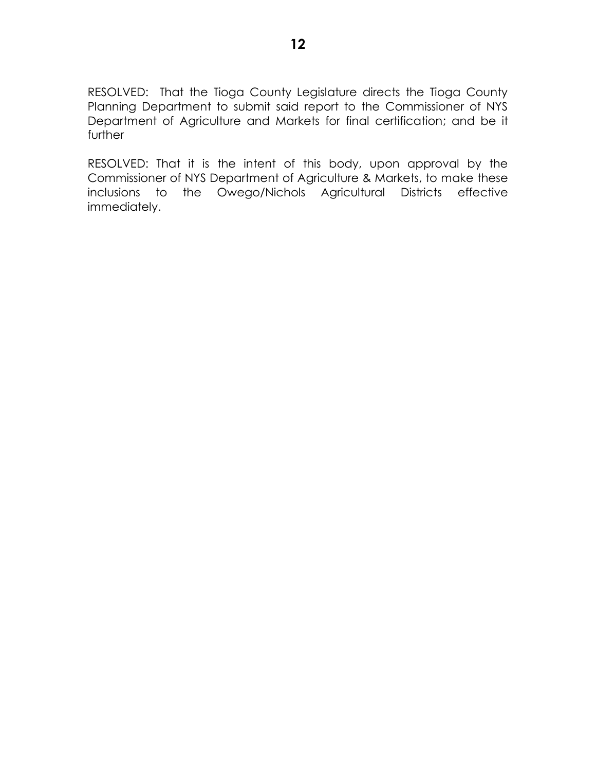RESOLVED: That the Tioga County Legislature directs the Tioga County Planning Department to submit said report to the Commissioner of NYS Department of Agriculture and Markets for final certification; and be it further

RESOLVED: That it is the intent of this body, upon approval by the Commissioner of NYS Department of Agriculture & Markets, to make these inclusions to the Owego/Nichols Agricultural Districts effective immediately.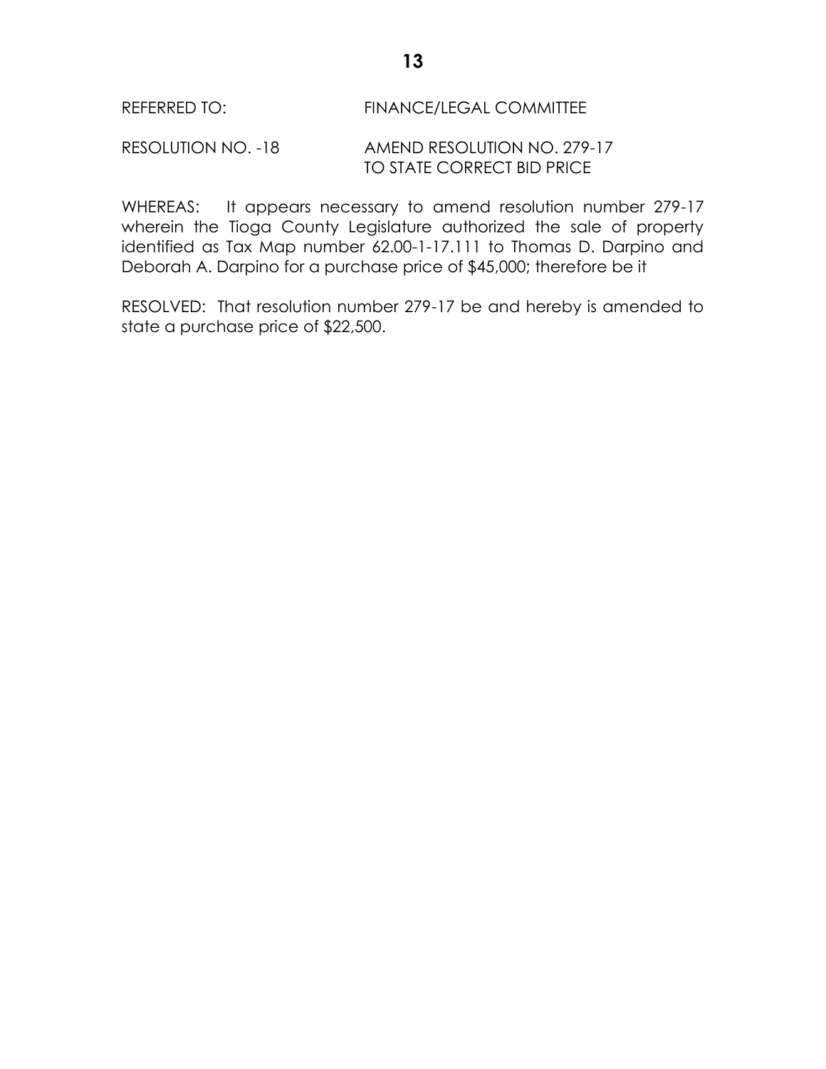REFERRED TO: FINANCE/LEGAL COMMITTEE

RESOLUTION NO. -18 AMEND RESOLUTION NO. 279-17 TO STATE CORRECT BID PRICE

WHEREAS: It appears necessary to amend resolution number 279-17 wherein the Tioga County Legislature authorized the sale of property identified as Tax Map number 62.00-1-17.111 to Thomas D. Darpino and Deborah A. Darpino for a purchase price of $45,000; therefore be it

RESOLVED: That resolution number 279-17 be and hereby is amended to state a purchase price of $22,500.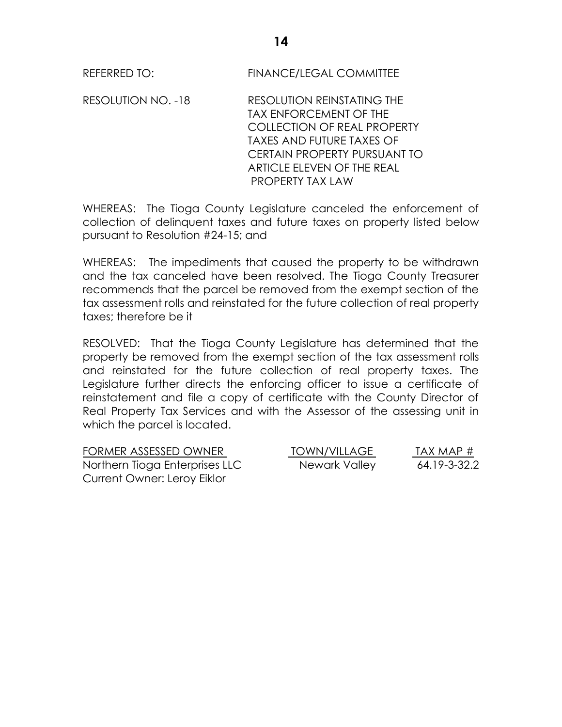REFERRED TO: FINANCE/LEGAL COMMITTEE

RESOLUTION NO. -18 RESOLUTION REINSTATING THE TAX ENFORCEMENT OF THE COLLECTION OF REAL PROPERTY TAXES AND FUTURE TAXES OF CERTAIN PROPERTY PURSUANT TO ARTICLE ELEVEN OF THE REAL PROPERTY TAX LAW

WHEREAS: The Tioga County Legislature canceled the enforcement of collection of delinquent taxes and future taxes on property listed below pursuant to Resolution #24-15; and

WHEREAS: The impediments that caused the property to be withdrawn and the tax canceled have been resolved. The Tioga County Treasurer recommends that the parcel be removed from the exempt section of the tax assessment rolls and reinstated for the future collection of real property taxes; therefore be it

RESOLVED: That the Tioga County Legislature has determined that the property be removed from the exempt section of the tax assessment rolls and reinstated for the future collection of real property taxes. The Legislature further directs the enforcing officer to issue a certificate of reinstatement and file a copy of certificate with the County Director of Real Property Tax Services and with the Assessor of the assessing unit in which the parcel is located.

| FORMER ASSESSED OWNER | TOWN/VILLAGE | TAX MAP # |
|---|---|---|
| Northern Tioga Enterprises LLC<br>Current Owner: Leroy Eiklor | Newark Valley | 64.19-3-32.2 |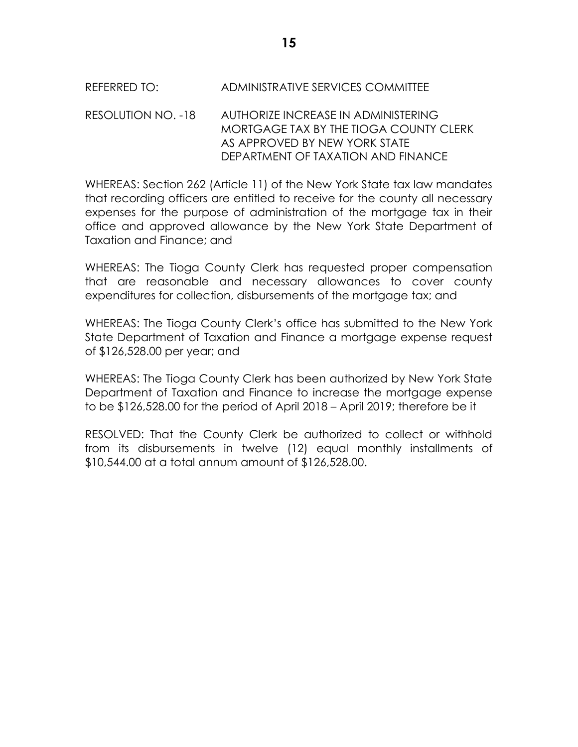REFERRED TO: ADMINISTRATIVE SERVICES COMMITTEE

RESOLUTION NO. -18 AUTHORIZE INCREASE IN ADMINISTERING MORTGAGE TAX BY THE TIOGA COUNTY CLERK AS APPROVED BY NEW YORK STATE DEPARTMENT OF TAXATION AND FINANCE

WHEREAS: Section 262 (Article 11) of the New York State tax law mandates that recording officers are entitled to receive for the county all necessary expenses for the purpose of administration of the mortgage tax in their office and approved allowance by the New York State Department of Taxation and Finance; and

WHEREAS: The Tioga County Clerk has requested proper compensation that are reasonable and necessary allowances to cover county expenditures for collection, disbursements of the mortgage tax; and

WHEREAS: The Tioga County Clerk's office has submitted to the New York State Department of Taxation and Finance a mortgage expense request of $126,528.00 per year; and

WHEREAS: The Tioga County Clerk has been authorized by New York State Department of Taxation and Finance to increase the mortgage expense to be $126,528.00 for the period of April 2018 – April 2019; therefore be it

RESOLVED: That the County Clerk be authorized to collect or withhold from its disbursements in twelve (12) equal monthly installments of $10,544.00 at a total annum amount of $126,528.00.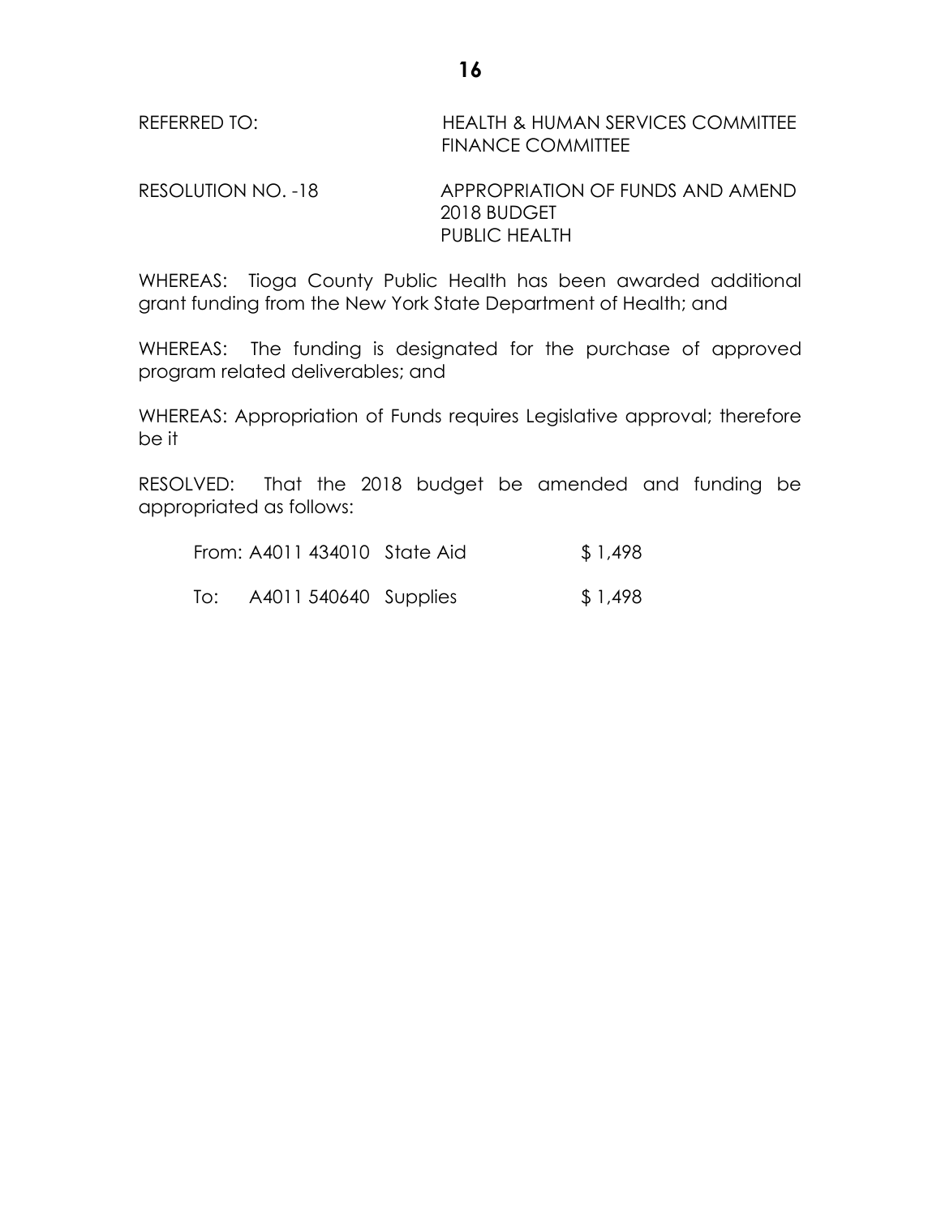REFERRED TO: HEALTH & HUMAN SERVICES COMMITTEE
FINANCE COMMITTEE

RESOLUTION NO. -18 APPROPRIATION OF FUNDS AND AMEND 2018 BUDGET PUBLIC HEALTH

WHEREAS: Tioga County Public Health has been awarded additional grant funding from the New York State Department of Health; and

WHEREAS: The funding is designated for the purchase of approved program related deliverables; and

WHEREAS: Appropriation of Funds requires Legislative approval; therefore be it

RESOLVED: That the 2018 budget be amended and funding be appropriated as follows:

| | | | |
|---|---|---|---|
| From: | A4011 434010 | State Aid | $ 1,498 |
| To: | A4011 540640 | Supplies | $ 1,498 |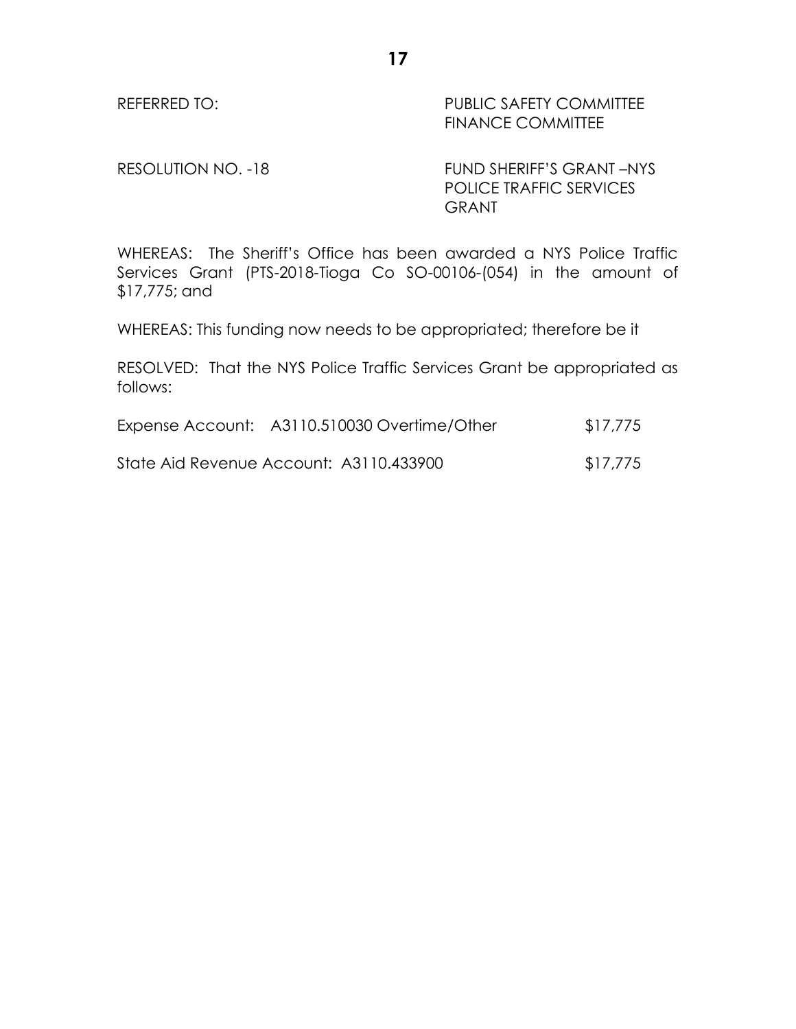REFERRED TO: PUBLIC SAFETY COMMITTEE
FINANCE COMMITTEE

RESOLUTION NO. -18 FUND SHERIFF'S GRANT –NYS POLICE TRAFFIC SERVICES GRANT

WHEREAS: The Sheriff's Office has been awarded a NYS Police Traffic Services Grant (PTS-2018-Tioga Co SO-00106-(054) in the amount of $17,775; and

WHEREAS: This funding now needs to be appropriated; therefore be it

RESOLVED: That the NYS Police Traffic Services Grant be appropriated as follows:

| | |
|---|---|
| Expense Account: A3110.510030 Overtime/Other | $17,775 |
| State Aid Revenue Account: A3110.433900 | $17,775 |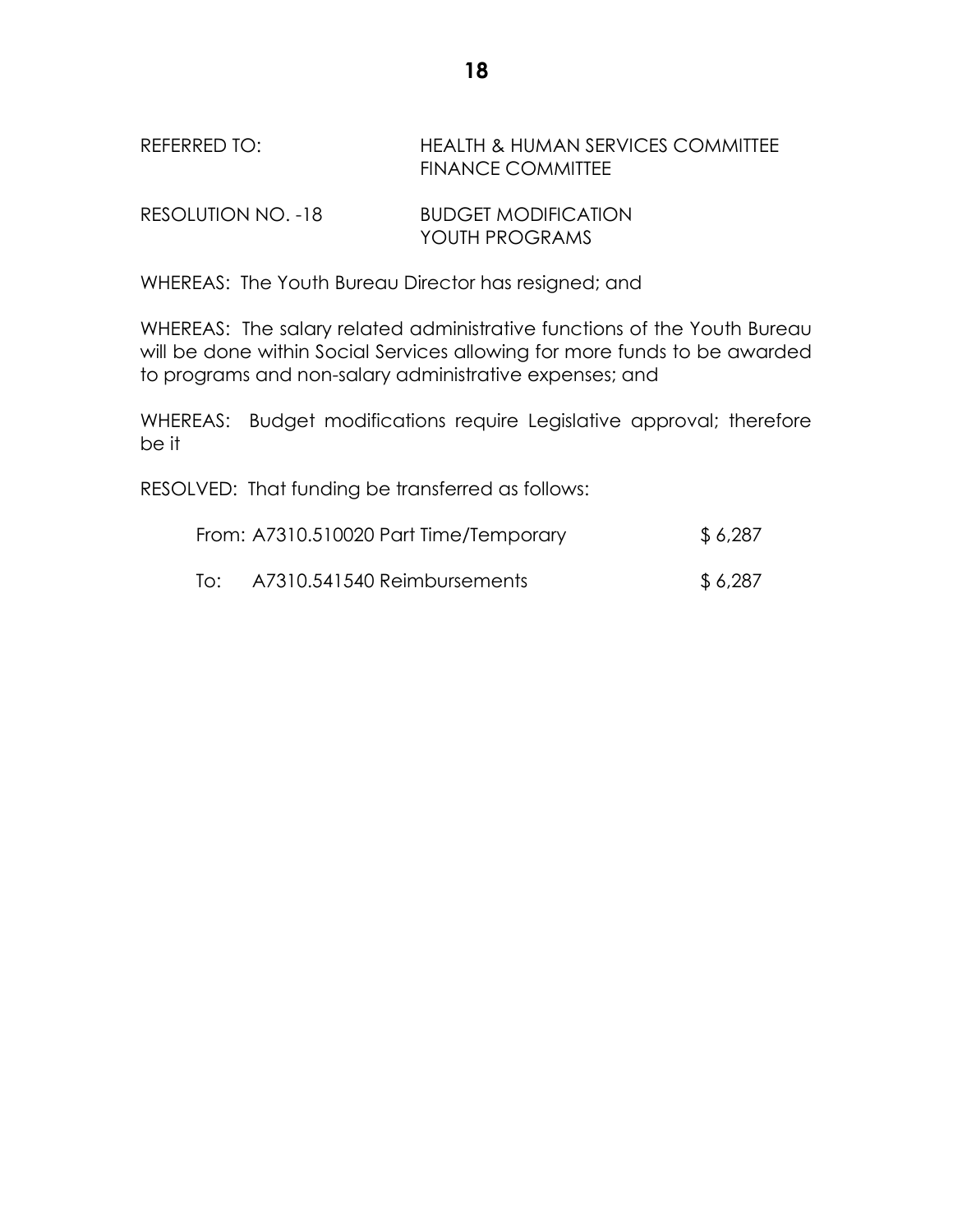REFERRED TO: HEALTH & HUMAN SERVICES COMMITTEE
FINANCE COMMITTEE

RESOLUTION NO. -18 BUDGET MODIFICATION
YOUTH PROGRAMS

WHEREAS: The Youth Bureau Director has resigned; and

WHEREAS: The salary related administrative functions of the Youth Bureau will be done within Social Services allowing for more funds to be awarded to programs and non-salary administrative expenses; and

WHEREAS: Budget modifications require Legislative approval; therefore be it

RESOLVED: That funding be transferred as follows:

| | | |
|---|---|---|
| From: | A7310.510020 Part Time/Temporary | $ 6,287 |
| To: | A7310.541540 Reimbursements | $ 6,287 |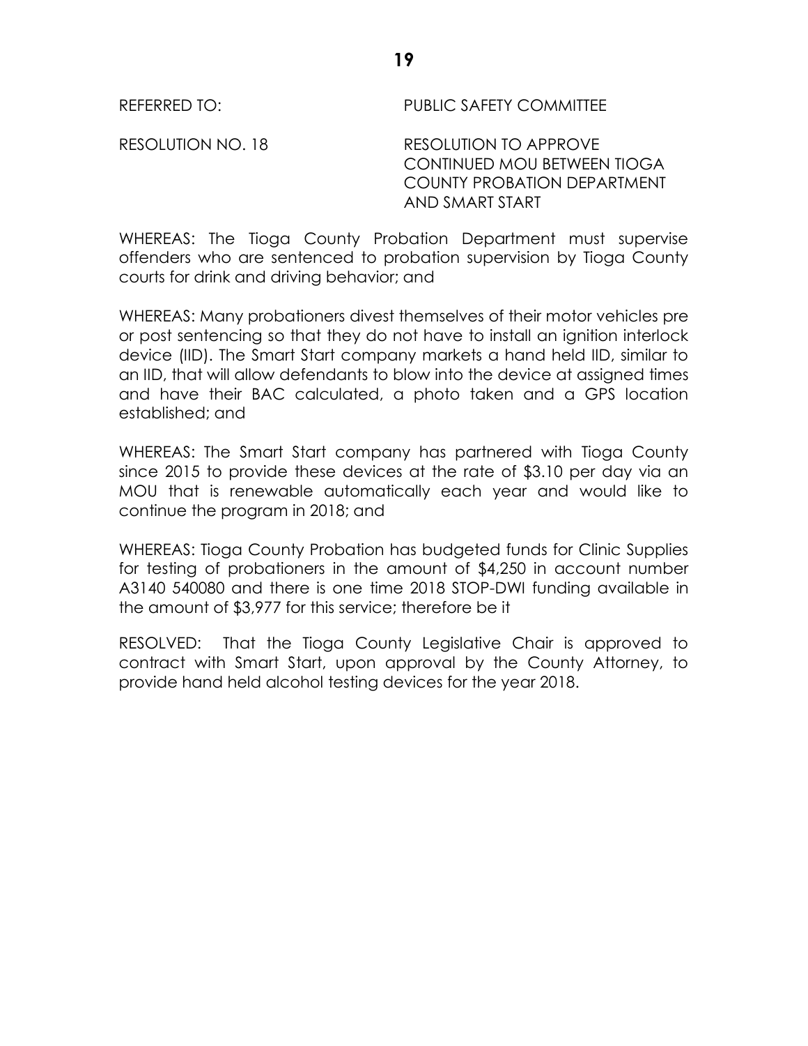REFERRED TO: PUBLIC SAFETY COMMITTEE

RESOLUTION NO. 18 RESOLUTION TO APPROVE CONTINUED MOU BETWEEN TIOGA COUNTY PROBATION DEPARTMENT AND SMART START

WHEREAS: The Tioga County Probation Department must supervise offenders who are sentenced to probation supervision by Tioga County courts for drink and driving behavior; and

WHEREAS: Many probationers divest themselves of their motor vehicles pre or post sentencing so that they do not have to install an ignition interlock device (IID). The Smart Start company markets a hand held IID, similar to an IID, that will allow defendants to blow into the device at assigned times and have their BAC calculated, a photo taken and a GPS location established; and

WHEREAS: The Smart Start company has partnered with Tioga County since 2015 to provide these devices at the rate of $3.10 per day via an MOU that is renewable automatically each year and would like to continue the program in 2018; and

WHEREAS: Tioga County Probation has budgeted funds for Clinic Supplies for testing of probationers in the amount of $4,250 in account number A3140 540080 and there is one time 2018 STOP-DWI funding available in the amount of $3,977 for this service; therefore be it

RESOLVED: That the Tioga County Legislative Chair is approved to contract with Smart Start, upon approval by the County Attorney, to provide hand held alcohol testing devices for the year 2018.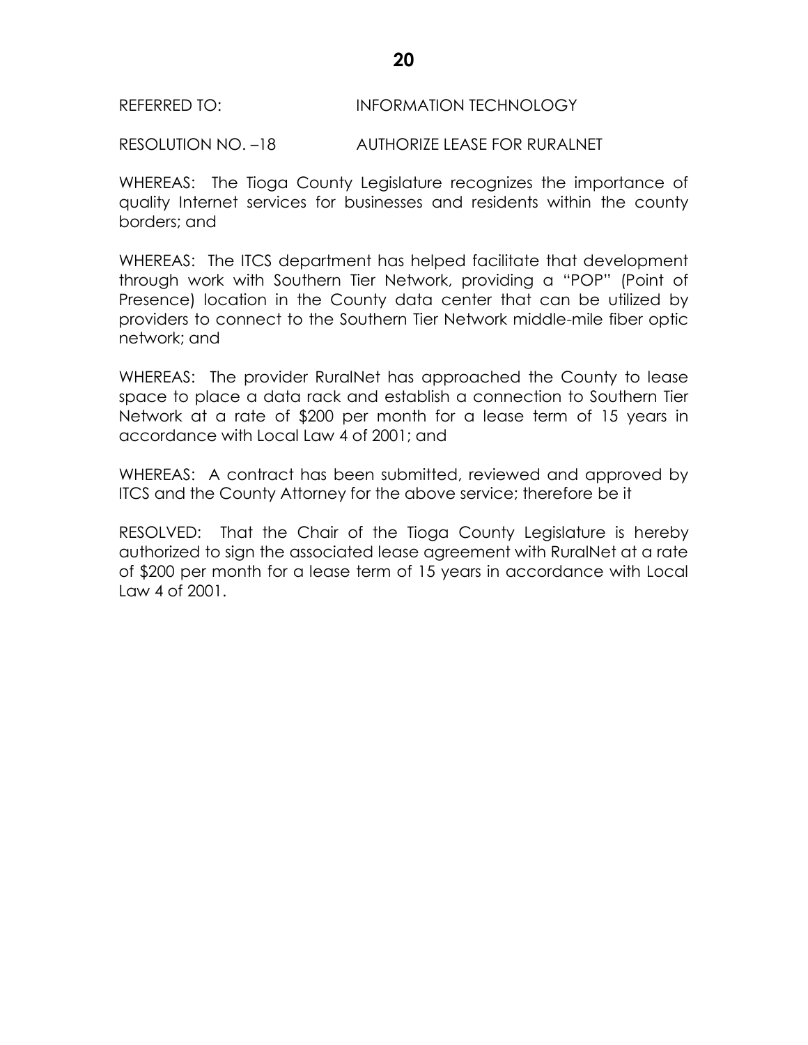REFERRED TO: INFORMATION TECHNOLOGY

RESOLUTION NO. –18 AUTHORIZE LEASE FOR RURALNET

WHEREAS: The Tioga County Legislature recognizes the importance of quality Internet services for businesses and residents within the county borders; and

WHEREAS: The ITCS department has helped facilitate that development through work with Southern Tier Network, providing a "POP" (Point of Presence) location in the County data center that can be utilized by providers to connect to the Southern Tier Network middle-mile fiber optic network; and

WHEREAS: The provider RuralNet has approached the County to lease space to place a data rack and establish a connection to Southern Tier Network at a rate of $200 per month for a lease term of 15 years in accordance with Local Law 4 of 2001; and

WHEREAS: A contract has been submitted, reviewed and approved by ITCS and the County Attorney for the above service; therefore be it

RESOLVED: That the Chair of the Tioga County Legislature is hereby authorized to sign the associated lease agreement with RuralNet at a rate of $200 per month for a lease term of 15 years in accordance with Local Law 4 of 2001.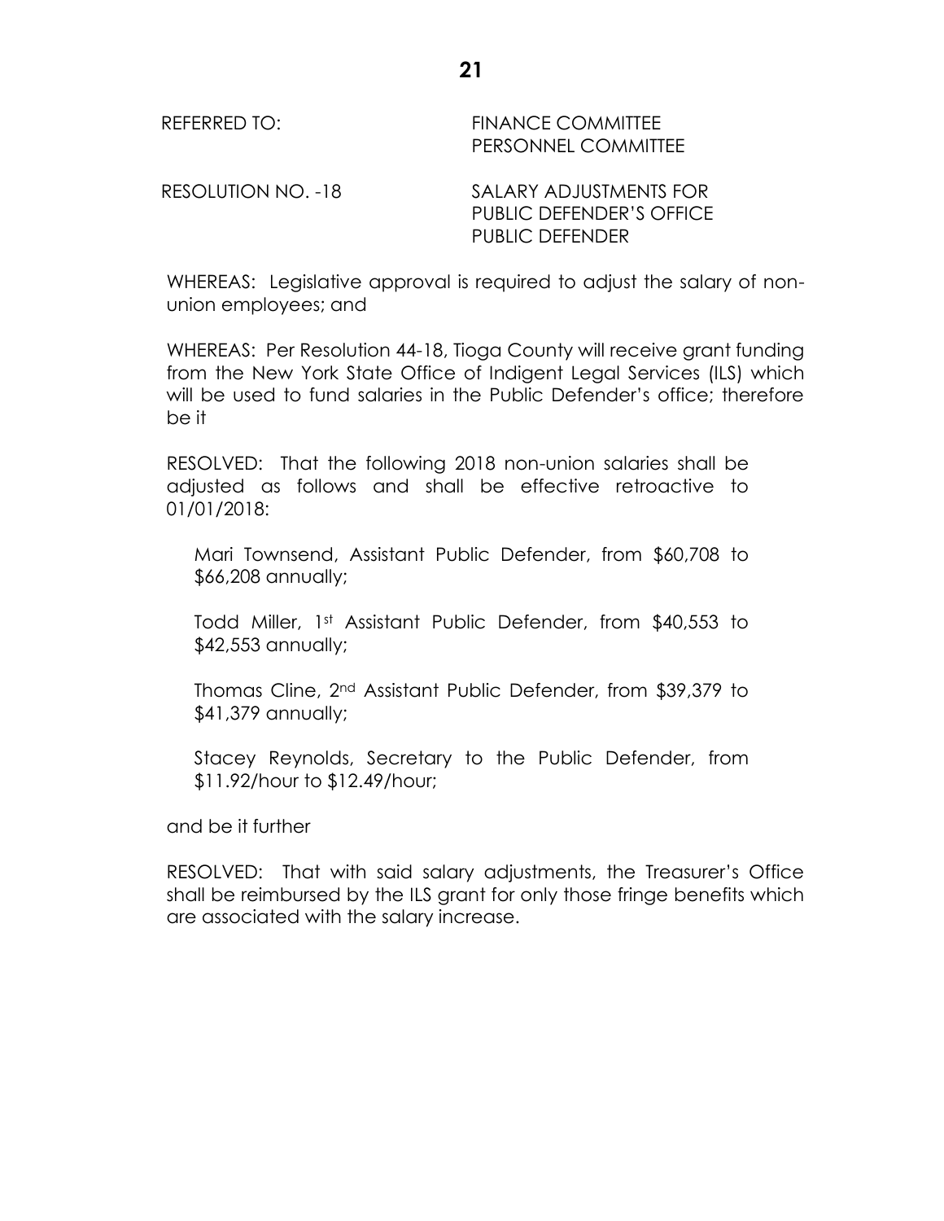REFERRED TO: FINANCE COMMITTEE
PERSONNEL COMMITTEE

RESOLUTION NO. -18 SALARY ADJUSTMENTS FOR
PUBLIC DEFENDER'S OFFICE
PUBLIC DEFENDER

WHEREAS: Legislative approval is required to adjust the salary of non-union employees; and

WHEREAS: Per Resolution 44-18, Tioga County will receive grant funding from the New York State Office of Indigent Legal Services (ILS) which will be used to fund salaries in the Public Defender's office; therefore be it

RESOLVED: That the following 2018 non-union salaries shall be adjusted as follows and shall be effective retroactive to 01/01/2018:

Mari Townsend, Assistant Public Defender, from $60,708 to $66,208 annually;

Todd Miller, 1st Assistant Public Defender, from $40,553 to $42,553 annually;

Thomas Cline, 2nd Assistant Public Defender, from $39,379 to $41,379 annually;

Stacey Reynolds, Secretary to the Public Defender, from $11.92/hour to $12.49/hour;

and be it further

RESOLVED: That with said salary adjustments, the Treasurer's Office shall be reimbursed by the ILS grant for only those fringe benefits which are associated with the salary increase.